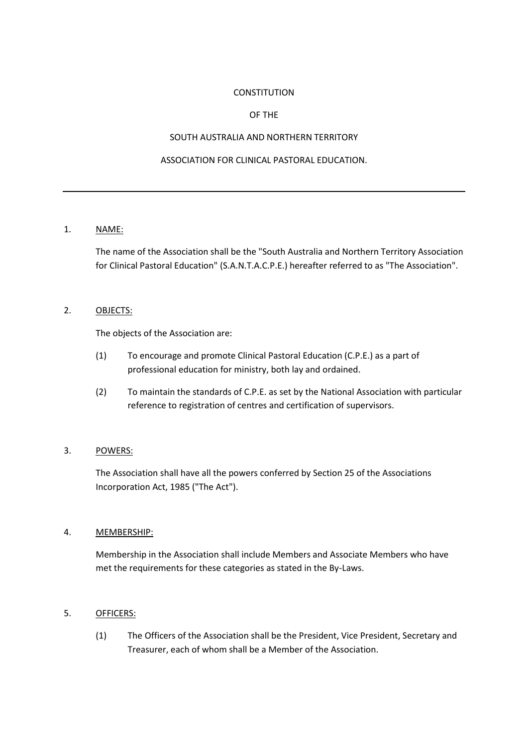# CONSTITUTION

# OF THE

# SOUTH AUSTRALIA AND NORTHERN TERRITORY

# ASSOCIATION FOR CLINICAL PASTORAL EDUCATION.

---

## 1. NAME:

The name of the Association shall be the "South Australia and Northern Territory Association for Clinical Pastoral Education" (S.A.N.T.A.C.P.E.) hereafter referred to as "The Association".

## 2. OBJECTS:

The objects of the Association are:

(1) To encourage and promote Clinical Pastoral Education (C.P.E.) as a part of professional education for ministry, both lay and ordained.

(2) To maintain the standards of C.P.E. as set by the National Association with particular reference to registration of centres and certification of supervisors.

## 3. POWERS:

The Association shall have all the powers conferred by Section 25 of the Associations Incorporation Act, 1985 ("The Act").

## 4. MEMBERSHIP:

Membership in the Association shall include Members and Associate Members who have met the requirements for these categories as stated in the By-Laws.

## 5. OFFICERS:

(1) The Officers of the Association shall be the President, Vice President, Secretary and Treasurer, each of whom shall be a Member of the Association.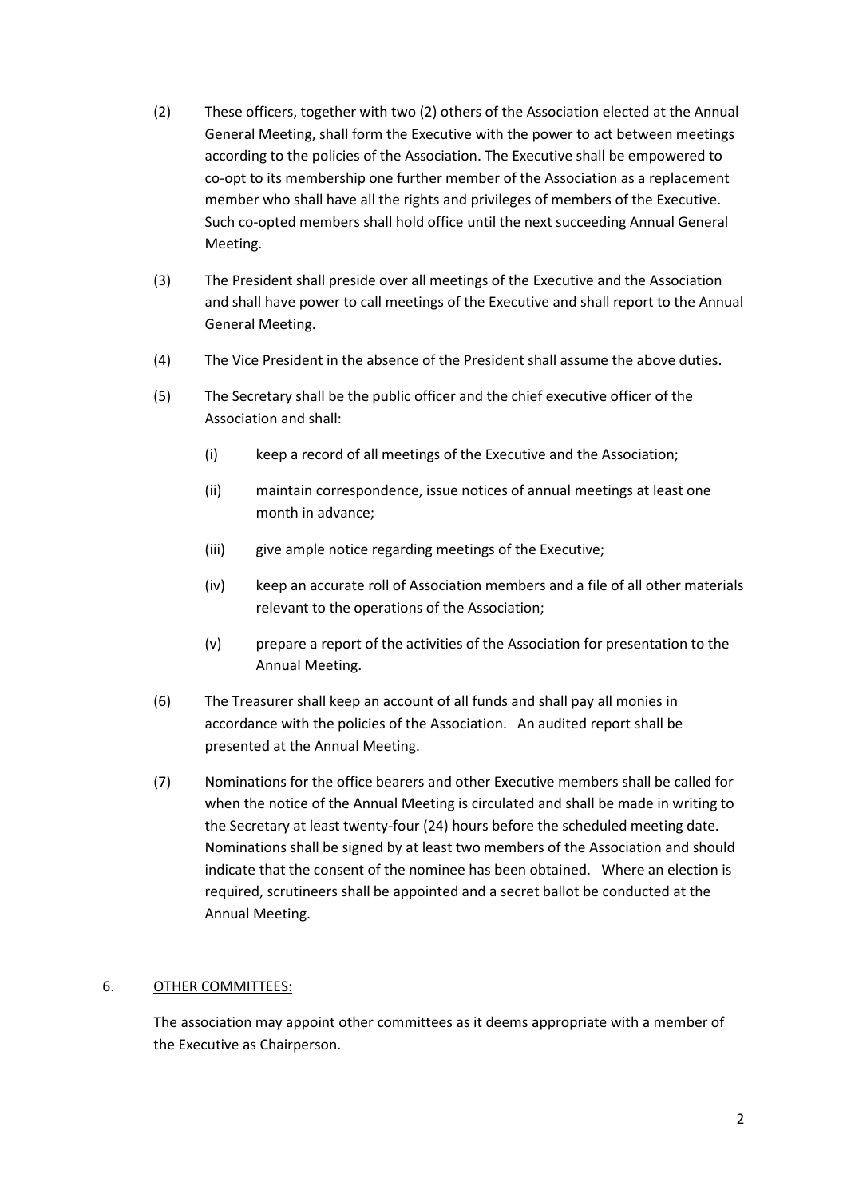(2) These officers, together with two (2) others of the Association elected at the Annual General Meeting, shall form the Executive with the power to act between meetings according to the policies of the Association. The Executive shall be empowered to co-opt to its membership one further member of the Association as a replacement member who shall have all the rights and privileges of members of the Executive. Such co-opted members shall hold office until the next succeeding Annual General Meeting.

(3) The President shall preside over all meetings of the Executive and the Association and shall have power to call meetings of the Executive and shall report to the Annual General Meeting.

(4) The Vice President in the absence of the President shall assume the above duties.

(5) The Secretary shall be the public officer and the chief executive officer of the Association and shall:

  (i) keep a record of all meetings of the Executive and the Association;

  (ii) maintain correspondence, issue notices of annual meetings at least one month in advance;

  (iii) give ample notice regarding meetings of the Executive;

  (iv) keep an accurate roll of Association members and a file of all other materials relevant to the operations of the Association;

  (v) prepare a report of the activities of the Association for presentation to the Annual Meeting.

(6) The Treasurer shall keep an account of all funds and shall pay all monies in accordance with the policies of the Association. An audited report shall be presented at the Annual Meeting.

(7) Nominations for the office bearers and other Executive members shall be called for when the notice of the Annual Meeting is circulated and shall be made in writing to the Secretary at least twenty-four (24) hours before the scheduled meeting date. Nominations shall be signed by at least two members of the Association and should indicate that the consent of the nominee has been obtained. Where an election is required, scrutineers shall be appointed and a secret ballot be conducted at the Annual Meeting.

6. <u>OTHER COMMITTEES:</u>

The association may appoint other committees as it deems appropriate with a member of the Executive as Chairperson.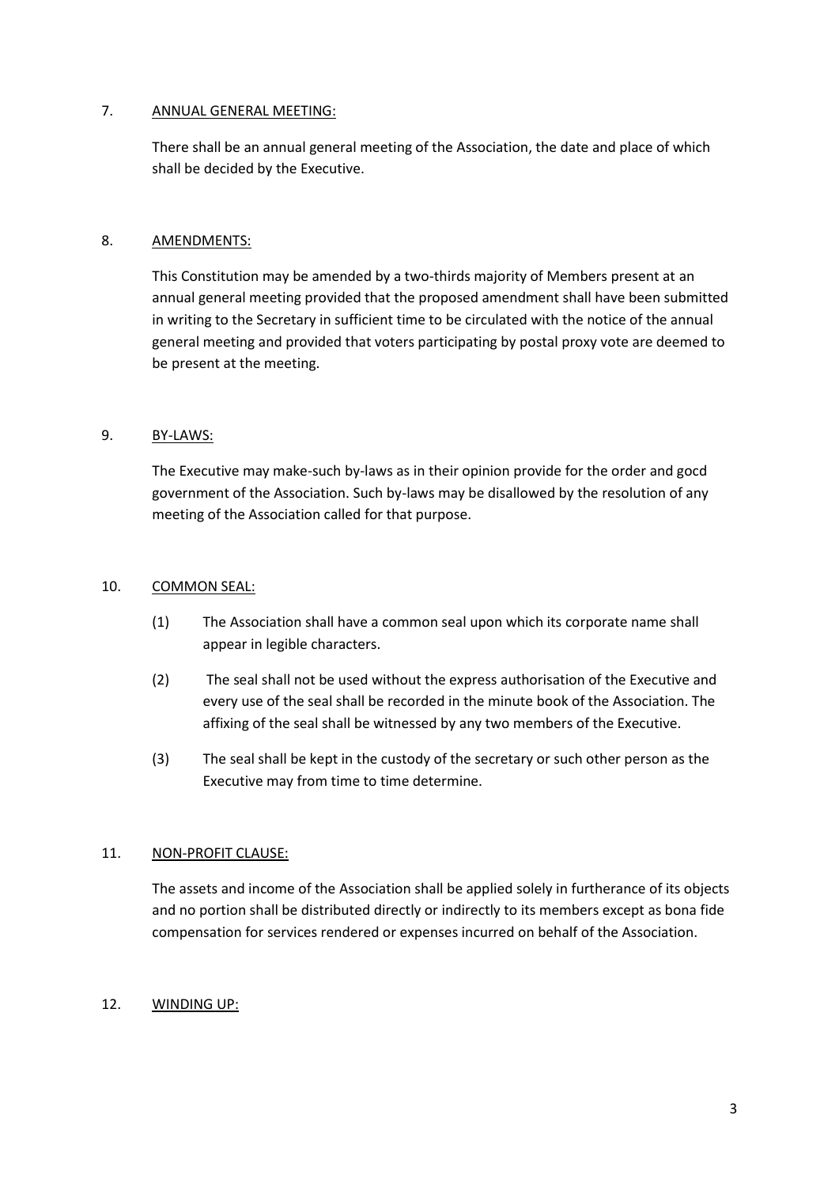7. ANNUAL GENERAL MEETING:

There shall be an annual general meeting of the Association, the date and place of which shall be decided by the Executive.

8. AMENDMENTS:

This Constitution may be amended by a two-thirds majority of Members present at an annual general meeting provided that the proposed amendment shall have been submitted in writing to the Secretary in sufficient time to be circulated with the notice of the annual general meeting and provided that voters participating by postal proxy vote are deemed to be present at the meeting.

9. BY-LAWS:

The Executive may make-such by-laws as in their opinion provide for the order and gocd government of the Association. Such by-laws may be disallowed by the resolution of any meeting of the Association called for that purpose.

10. COMMON SEAL:

(1) The Association shall have a common seal upon which its corporate name shall appear in legible characters.

(2) The seal shall not be used without the express authorisation of the Executive and every use of the seal shall be recorded in the minute book of the Association. The affixing of the seal shall be witnessed by any two members of the Executive.

(3) The seal shall be kept in the custody of the secretary or such other person as the Executive may from time to time determine.

11. NON-PROFIT CLAUSE:

The assets and income of the Association shall be applied solely in furtherance of its objects and no portion shall be distributed directly or indirectly to its members except as bona fide compensation for services rendered or expenses incurred on behalf of the Association.

12. WINDING UP: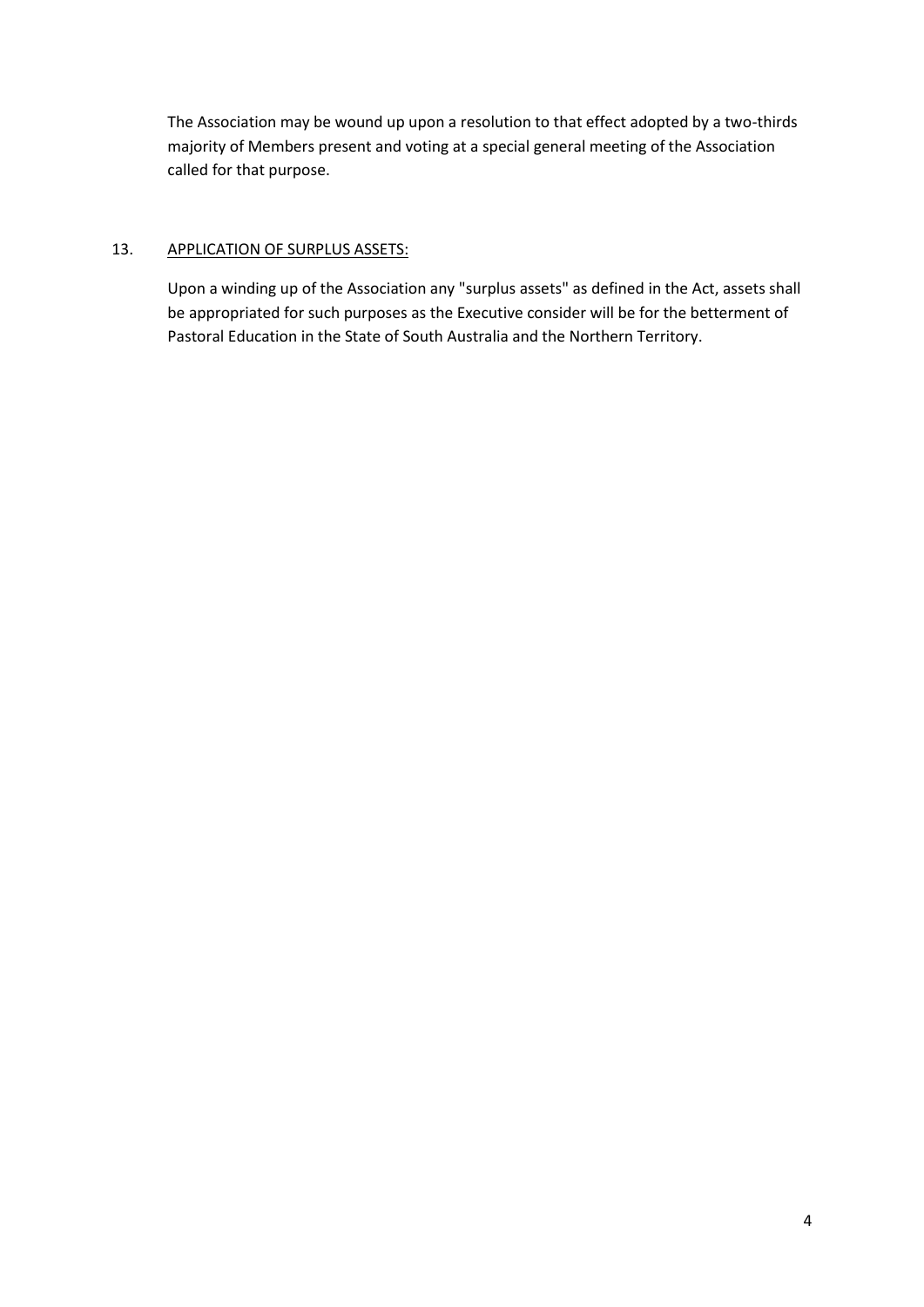The Association may be wound up upon a resolution to that effect adopted by a two-thirds majority of Members present and voting at a special general meeting of the Association called for that purpose.

13. <u>APPLICATION OF SURPLUS ASSETS:</u>

Upon a winding up of the Association any "surplus assets" as defined in the Act, assets shall be appropriated for such purposes as the Executive consider will be for the betterment of Pastoral Education in the State of South Australia and the Northern Territory.